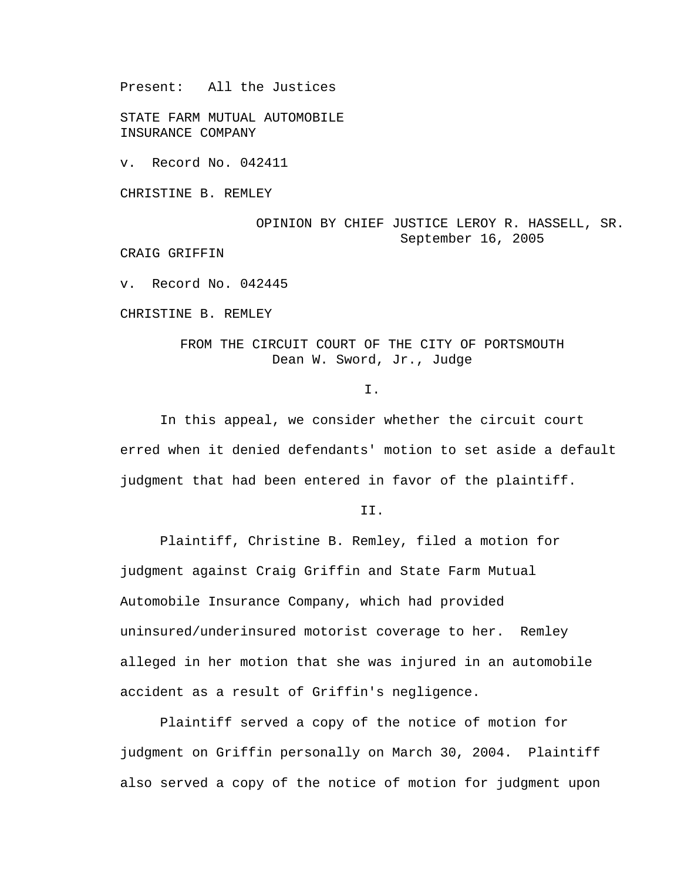Present: All the Justices

STATE FARM MUTUAL AUTOMOBILE INSURANCE COMPANY

v. Record No. 042411

CHRISTINE B. REMLEY

OPINION BY CHIEF JUSTICE LEROY R. HASSELL, SR.
September 16, 2005

CRAIG GRIFFIN

v. Record No. 042445

CHRISTINE B. REMLEY

FROM THE CIRCUIT COURT OF THE CITY OF PORTSMOUTH
Dean W. Sword, Jr., Judge

I.

In this appeal, we consider whether the circuit court erred when it denied defendants' motion to set aside a default judgment that had been entered in favor of the plaintiff.

II.

Plaintiff, Christine B. Remley, filed a motion for judgment against Craig Griffin and State Farm Mutual Automobile Insurance Company, which had provided uninsured/underinsured motorist coverage to her. Remley alleged in her motion that she was injured in an automobile accident as a result of Griffin's negligence.

Plaintiff served a copy of the notice of motion for judgment on Griffin personally on March 30, 2004. Plaintiff also served a copy of the notice of motion for judgment upon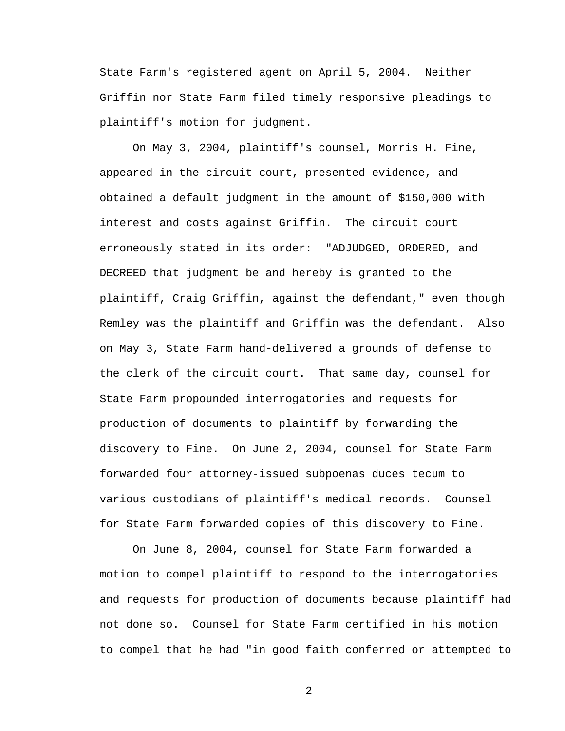State Farm's registered agent on April 5, 2004. Neither Griffin nor State Farm filed timely responsive pleadings to plaintiff's motion for judgment.

On May 3, 2004, plaintiff's counsel, Morris H. Fine, appeared in the circuit court, presented evidence, and obtained a default judgment in the amount of $150,000 with interest and costs against Griffin. The circuit court erroneously stated in its order: "ADJUDGED, ORDERED, and DECREED that judgment be and hereby is granted to the plaintiff, Craig Griffin, against the defendant," even though Remley was the plaintiff and Griffin was the defendant. Also on May 3, State Farm hand-delivered a grounds of defense to the clerk of the circuit court. That same day, counsel for State Farm propounded interrogatories and requests for production of documents to plaintiff by forwarding the discovery to Fine. On June 2, 2004, counsel for State Farm forwarded four attorney-issued subpoenas duces tecum to various custodians of plaintiff's medical records. Counsel for State Farm forwarded copies of this discovery to Fine.

On June 8, 2004, counsel for State Farm forwarded a motion to compel plaintiff to respond to the interrogatories and requests for production of documents because plaintiff had not done so. Counsel for State Farm certified in his motion to compel that he had "in good faith conferred or attempted to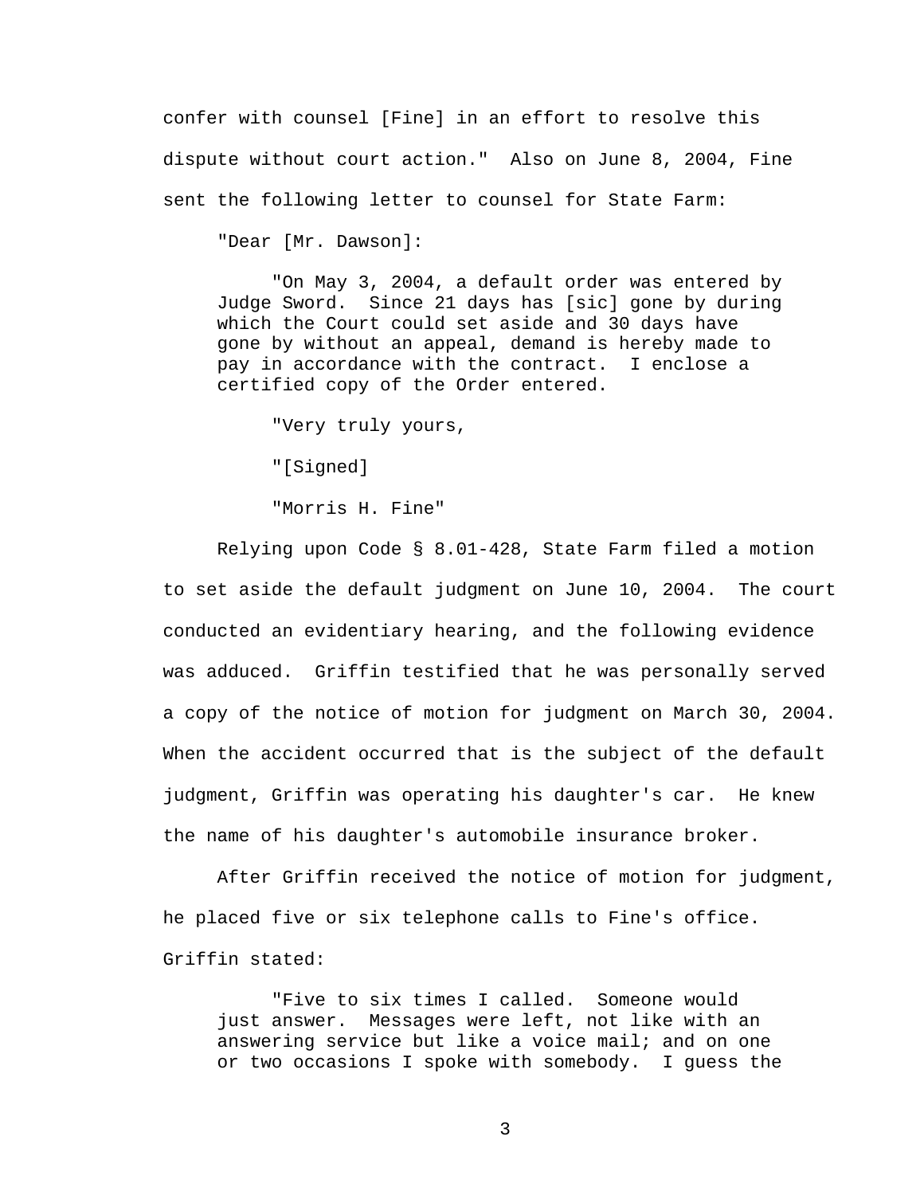confer with counsel [Fine] in an effort to resolve this dispute without court action." Also on June 8, 2004, Fine sent the following letter to counsel for State Farm:

> "Dear [Mr. Dawson]:
>
> "On May 3, 2004, a default order was entered by Judge Sword. Since 21 days has [sic] gone by during which the Court could set aside and 30 days have gone by without an appeal, demand is hereby made to pay in accordance with the contract. I enclose a certified copy of the Order entered.
>
> "Very truly yours,
>
> "[Signed]
>
> "Morris H. Fine"

Relying upon Code § 8.01-428, State Farm filed a motion to set aside the default judgment on June 10, 2004. The court conducted an evidentiary hearing, and the following evidence was adduced. Griffin testified that he was personally served a copy of the notice of motion for judgment on March 30, 2004. When the accident occurred that is the subject of the default judgment, Griffin was operating his daughter's car. He knew the name of his daughter's automobile insurance broker.

After Griffin received the notice of motion for judgment, he placed five or six telephone calls to Fine's office. Griffin stated:

> "Five to six times I called. Someone would just answer. Messages were left, not like with an answering service but like a voice mail; and on one or two occasions I spoke with somebody. I guess the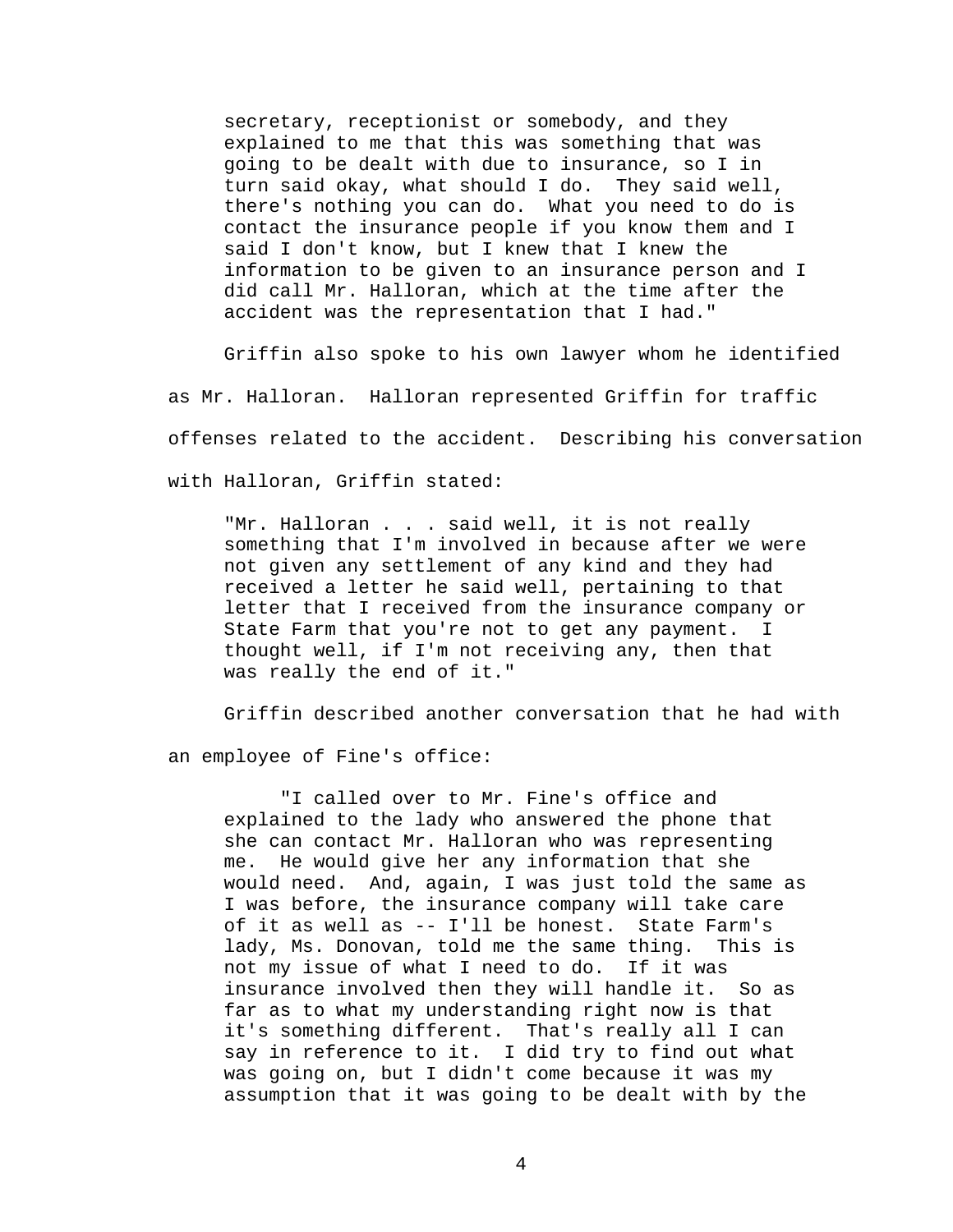> secretary, receptionist or somebody, and they explained to me that this was something that was going to be dealt with due to insurance, so I in turn said okay, what should I do. They said well, there's nothing you can do. What you need to do is contact the insurance people if you know them and I said I don't know, but I knew that I knew the information to be given to an insurance person and I did call Mr. Halloran, which at the time after the accident was the representation that I had."

Griffin also spoke to his own lawyer whom he identified as Mr. Halloran. Halloran represented Griffin for traffic offenses related to the accident. Describing his conversation with Halloran, Griffin stated:

> "Mr. Halloran . . . said well, it is not really something that I'm involved in because after we were not given any settlement of any kind and they had received a letter he said well, pertaining to that letter that I received from the insurance company or State Farm that you're not to get any payment. I thought well, if I'm not receiving any, then that was really the end of it."

Griffin described another conversation that he had with an employee of Fine's office:

> "I called over to Mr. Fine's office and explained to the lady who answered the phone that she can contact Mr. Halloran who was representing me. He would give her any information that she would need. And, again, I was just told the same as I was before, the insurance company will take care of it as well as -- I'll be honest. State Farm's lady, Ms. Donovan, told me the same thing. This is not my issue of what I need to do. If it was insurance involved then they will handle it. So as far as to what my understanding right now is that it's something different. That's really all I can say in reference to it. I did try to find out what was going on, but I didn't come because it was my assumption that it was going to be dealt with by the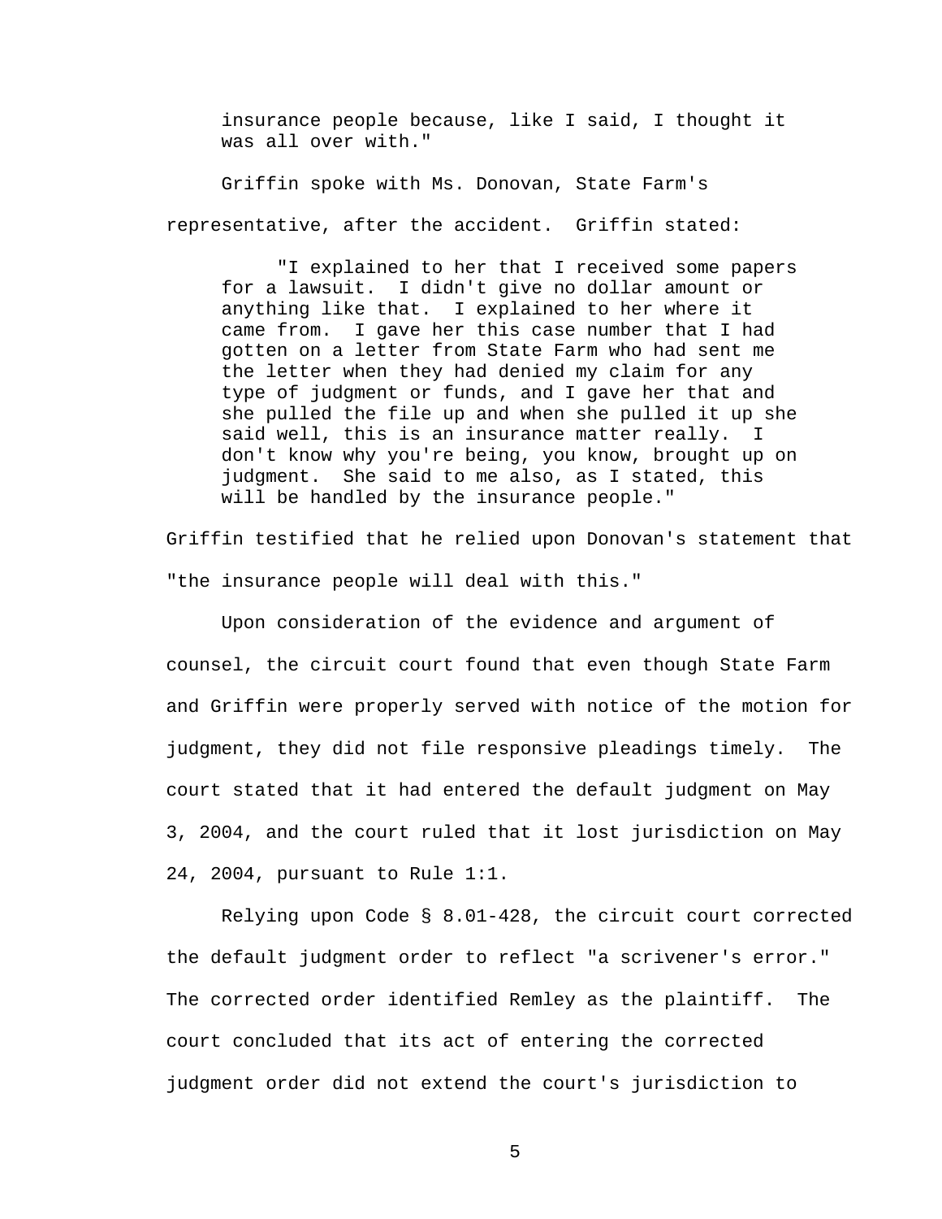> insurance people because, like I said, I thought it was all over with."

Griffin spoke with Ms. Donovan, State Farm's representative, after the accident. Griffin stated:

> "I explained to her that I received some papers for a lawsuit. I didn't give no dollar amount or anything like that. I explained to her where it came from. I gave her this case number that I had gotten on a letter from State Farm who had sent me the letter when they had denied my claim for any type of judgment or funds, and I gave her that and she pulled the file up and when she pulled it up she said well, this is an insurance matter really. I don't know why you're being, you know, brought up on judgment. She said to me also, as I stated, this will be handled by the insurance people."

Griffin testified that he relied upon Donovan's statement that "the insurance people will deal with this."

Upon consideration of the evidence and argument of counsel, the circuit court found that even though State Farm and Griffin were properly served with notice of the motion for judgment, they did not file responsive pleadings timely. The court stated that it had entered the default judgment on May 3, 2004, and the court ruled that it lost jurisdiction on May 24, 2004, pursuant to Rule 1:1.

Relying upon Code § 8.01-428, the circuit court corrected the default judgment order to reflect "a scrivener's error." The corrected order identified Remley as the plaintiff. The court concluded that its act of entering the corrected judgment order did not extend the court's jurisdiction to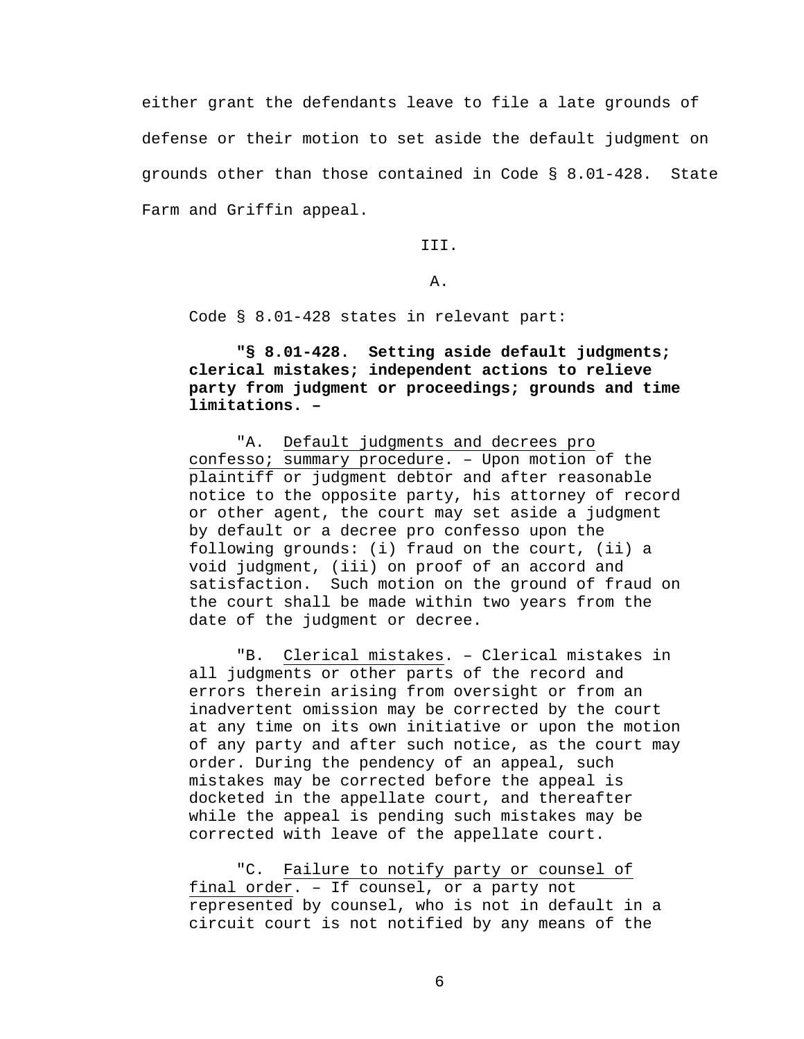either grant the defendants leave to file a late grounds of defense or their motion to set aside the default judgment on grounds other than those contained in Code § 8.01-428. State Farm and Griffin appeal.

III.

A.

Code § 8.01-428 states in relevant part:

> **"§ 8.01-428. Setting aside default judgments; clerical mistakes; independent actions to relieve party from judgment or proceedings; grounds and time limitations. –**
>
> "A. Default judgments and decrees pro confesso; summary procedure. – Upon motion of the plaintiff or judgment debtor and after reasonable notice to the opposite party, his attorney of record or other agent, the court may set aside a judgment by default or a decree pro confesso upon the following grounds: (i) fraud on the court, (ii) a void judgment, (iii) on proof of an accord and satisfaction. Such motion on the ground of fraud on the court shall be made within two years from the date of the judgment or decree.
>
> "B. Clerical mistakes. – Clerical mistakes in all judgments or other parts of the record and errors therein arising from oversight or from an inadvertent omission may be corrected by the court at any time on its own initiative or upon the motion of any party and after such notice, as the court may order. During the pendency of an appeal, such mistakes may be corrected before the appeal is docketed in the appellate court, and thereafter while the appeal is pending such mistakes may be corrected with leave of the appellate court.
>
> "C. Failure to notify party or counsel of final order. – If counsel, or a party not represented by counsel, who is not in default in a circuit court is not notified by any means of the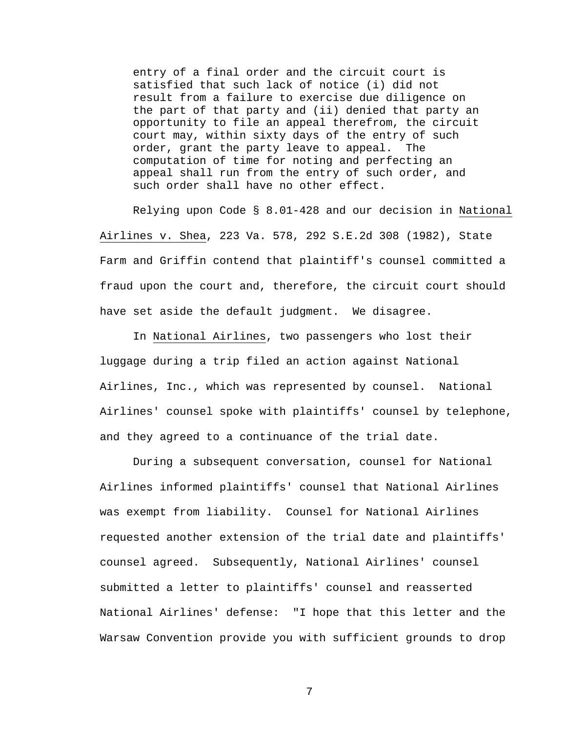> entry of a final order and the circuit court is satisfied that such lack of notice (i) did not result from a failure to exercise due diligence on the part of that party and (ii) denied that party an opportunity to file an appeal therefrom, the circuit court may, within sixty days of the entry of such order, grant the party leave to appeal. The computation of time for noting and perfecting an appeal shall run from the entry of such order, and such order shall have no other effect.

Relying upon Code § 8.01-428 and our decision in National Airlines v. Shea, 223 Va. 578, 292 S.E.2d 308 (1982), State Farm and Griffin contend that plaintiff's counsel committed a fraud upon the court and, therefore, the circuit court should have set aside the default judgment. We disagree.

In National Airlines, two passengers who lost their luggage during a trip filed an action against National Airlines, Inc., which was represented by counsel. National Airlines' counsel spoke with plaintiffs' counsel by telephone, and they agreed to a continuance of the trial date.

During a subsequent conversation, counsel for National Airlines informed plaintiffs' counsel that National Airlines was exempt from liability. Counsel for National Airlines requested another extension of the trial date and plaintiffs' counsel agreed. Subsequently, National Airlines' counsel submitted a letter to plaintiffs' counsel and reasserted National Airlines' defense: "I hope that this letter and the Warsaw Convention provide you with sufficient grounds to drop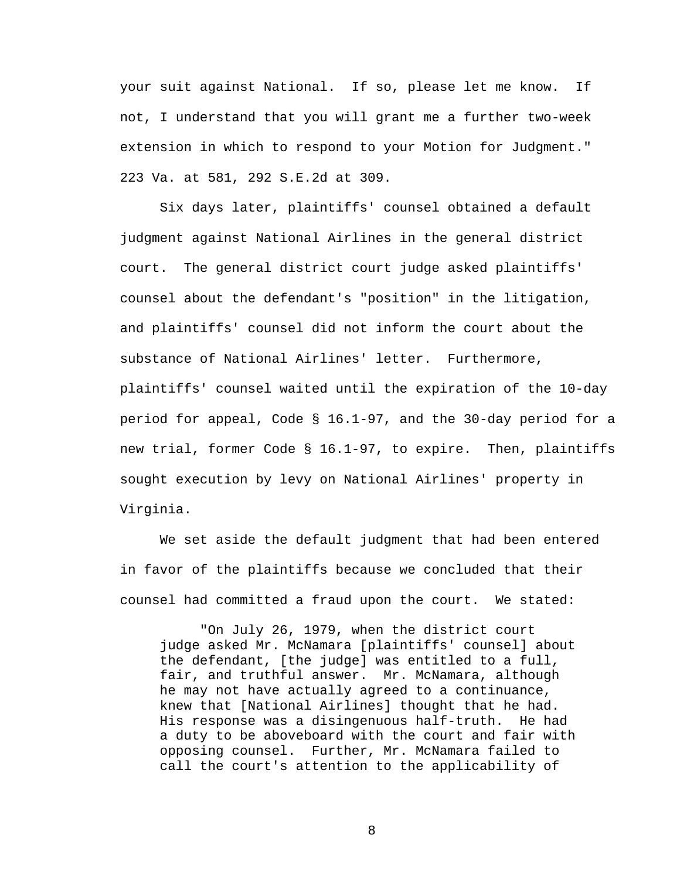your suit against National. If so, please let me know. If not, I understand that you will grant me a further two-week extension in which to respond to your Motion for Judgment." 223 Va. at 581, 292 S.E.2d at 309.

Six days later, plaintiffs' counsel obtained a default judgment against National Airlines in the general district court. The general district court judge asked plaintiffs' counsel about the defendant's "position" in the litigation, and plaintiffs' counsel did not inform the court about the substance of National Airlines' letter. Furthermore, plaintiffs' counsel waited until the expiration of the 10-day period for appeal, Code § 16.1-97, and the 30-day period for a new trial, former Code § 16.1-97, to expire. Then, plaintiffs sought execution by levy on National Airlines' property in Virginia.

We set aside the default judgment that had been entered in favor of the plaintiffs because we concluded that their counsel had committed a fraud upon the court. We stated:

> "On July 26, 1979, when the district court judge asked Mr. McNamara [plaintiffs' counsel] about the defendant, [the judge] was entitled to a full, fair, and truthful answer. Mr. McNamara, although he may not have actually agreed to a continuance, knew that [National Airlines] thought that he had. His response was a disingenuous half-truth. He had a duty to be aboveboard with the court and fair with opposing counsel. Further, Mr. McNamara failed to call the court's attention to the applicability of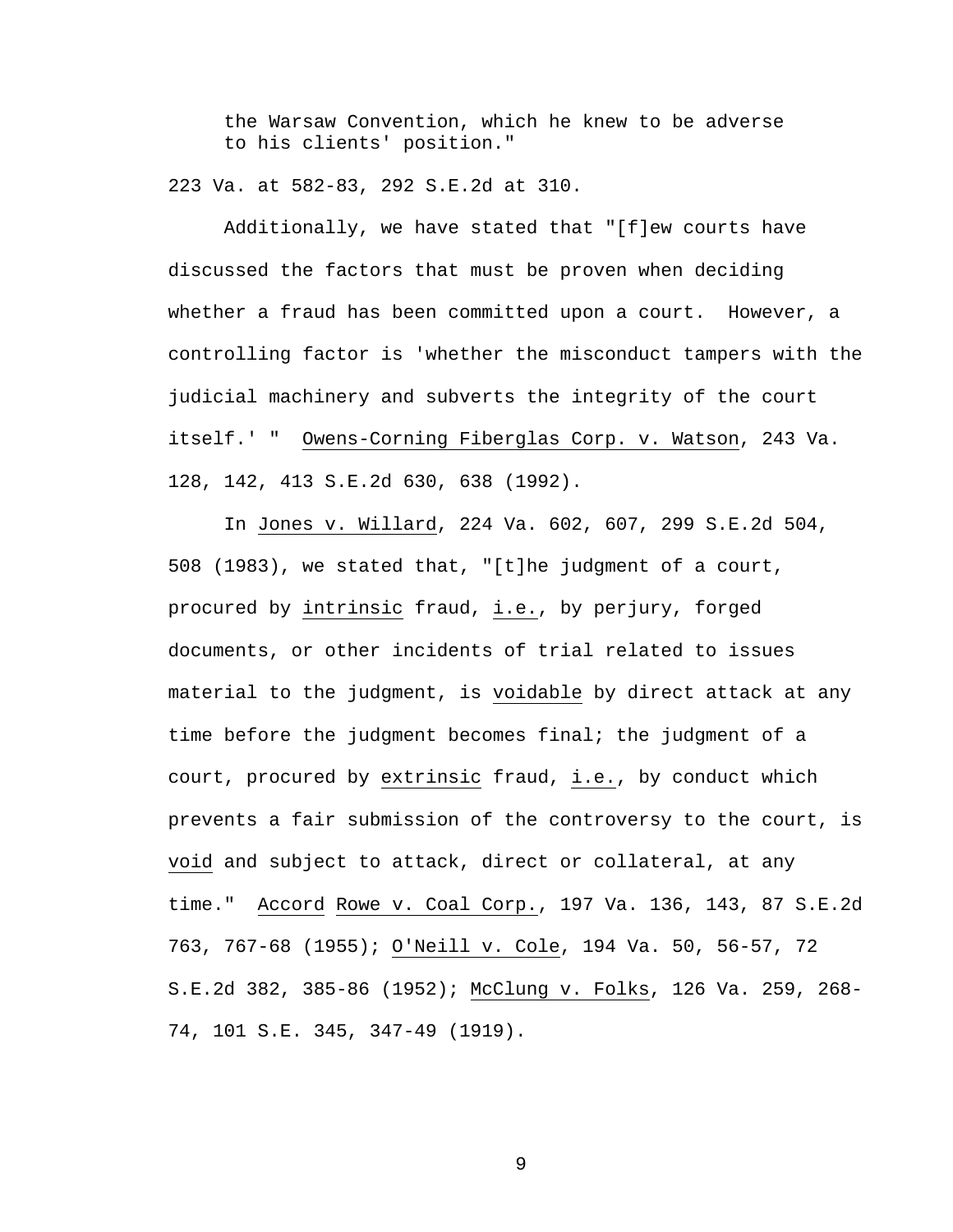> the Warsaw Convention, which he knew to be adverse to his clients' position."

223 Va. at 582-83, 292 S.E.2d at 310.

Additionally, we have stated that "[f]ew courts have discussed the factors that must be proven when deciding whether a fraud has been committed upon a court. However, a controlling factor is 'whether the misconduct tampers with the judicial machinery and subverts the integrity of the court itself.' " Owens-Corning Fiberglas Corp. v. Watson, 243 Va. 128, 142, 413 S.E.2d 630, 638 (1992).

In Jones v. Willard, 224 Va. 602, 607, 299 S.E.2d 504, 508 (1983), we stated that, "[t]he judgment of a court, procured by intrinsic fraud, i.e., by perjury, forged documents, or other incidents of trial related to issues material to the judgment, is voidable by direct attack at any time before the judgment becomes final; the judgment of a court, procured by extrinsic fraud, i.e., by conduct which prevents a fair submission of the controversy to the court, is void and subject to attack, direct or collateral, at any time." Accord Rowe v. Coal Corp., 197 Va. 136, 143, 87 S.E.2d 763, 767-68 (1955); O'Neill v. Cole, 194 Va. 50, 56-57, 72 S.E.2d 382, 385-86 (1952); McClung v. Folks, 126 Va. 259, 268-74, 101 S.E. 345, 347-49 (1919).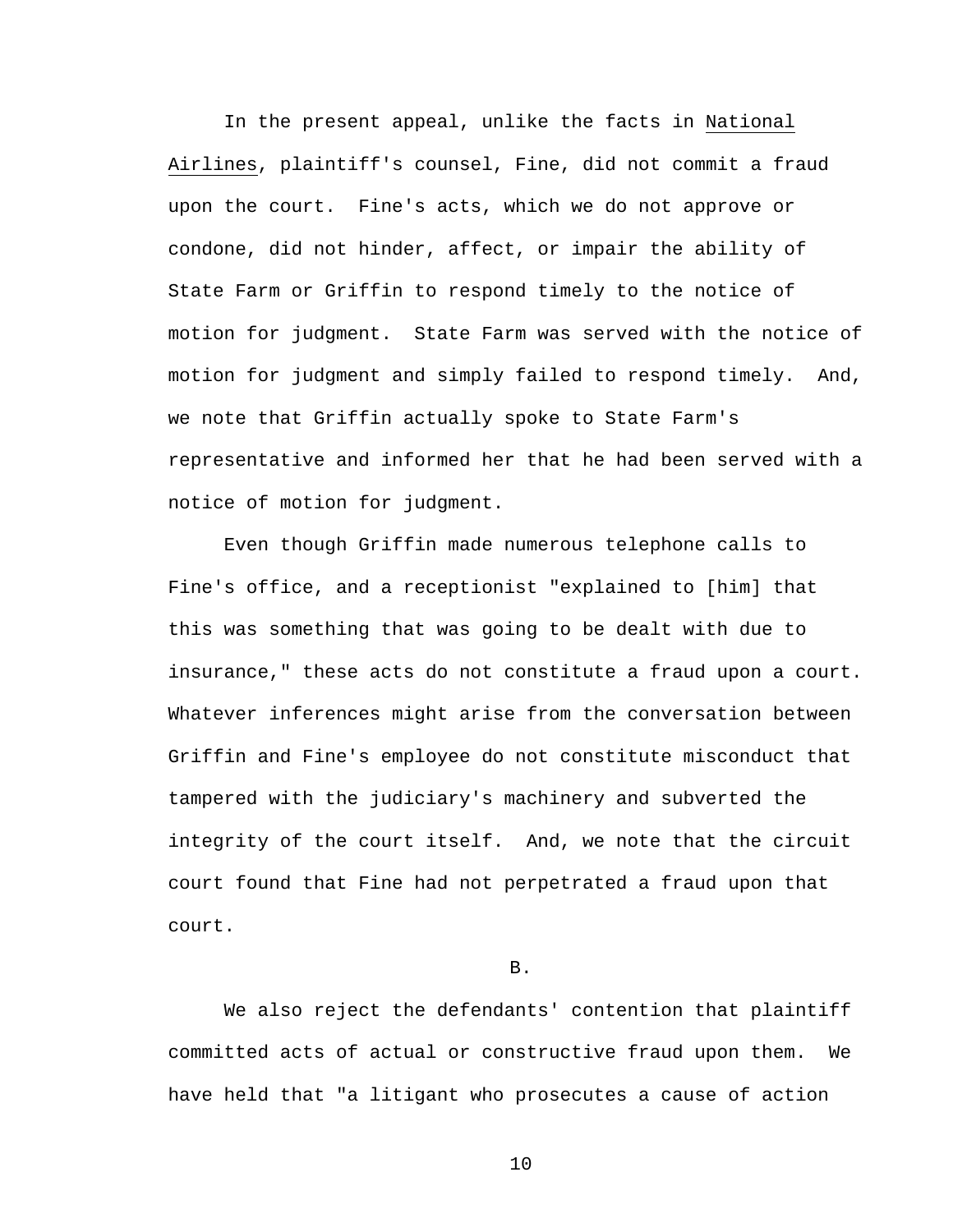In the present appeal, unlike the facts in National Airlines, plaintiff's counsel, Fine, did not commit a fraud upon the court. Fine's acts, which we do not approve or condone, did not hinder, affect, or impair the ability of State Farm or Griffin to respond timely to the notice of motion for judgment. State Farm was served with the notice of motion for judgment and simply failed to respond timely. And, we note that Griffin actually spoke to State Farm's representative and informed her that he had been served with a notice of motion for judgment.

Even though Griffin made numerous telephone calls to Fine's office, and a receptionist "explained to [him] that this was something that was going to be dealt with due to insurance," these acts do not constitute a fraud upon a court. Whatever inferences might arise from the conversation between Griffin and Fine's employee do not constitute misconduct that tampered with the judiciary's machinery and subverted the integrity of the court itself. And, we note that the circuit court found that Fine had not perpetrated a fraud upon that court.

B.

We also reject the defendants' contention that plaintiff committed acts of actual or constructive fraud upon them. We have held that "a litigant who prosecutes a cause of action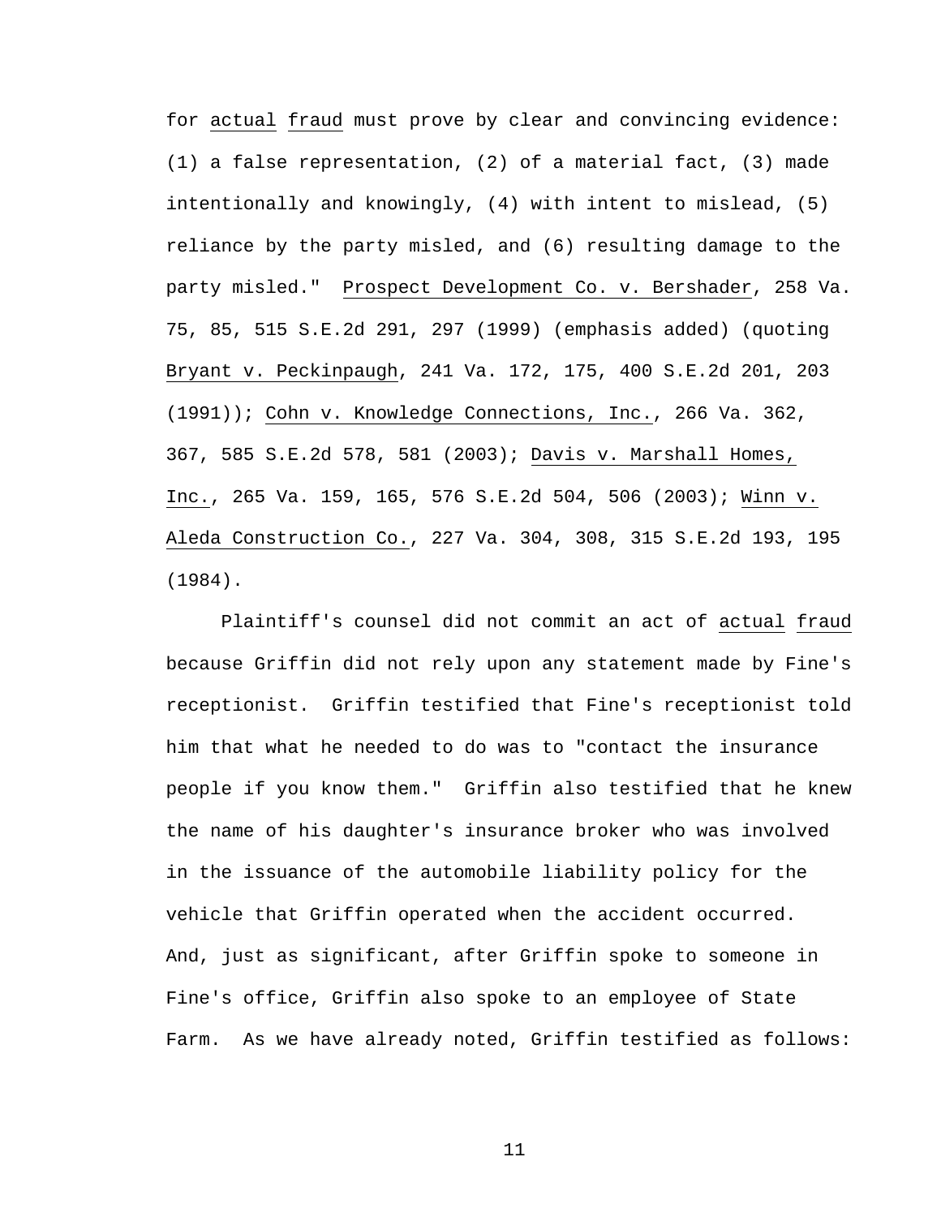for actual fraud must prove by clear and convincing evidence: (1) a false representation, (2) of a material fact, (3) made intentionally and knowingly, (4) with intent to mislead, (5) reliance by the party misled, and (6) resulting damage to the party misled." Prospect Development Co. v. Bershader, 258 Va. 75, 85, 515 S.E.2d 291, 297 (1999) (emphasis added) (quoting Bryant v. Peckinpaugh, 241 Va. 172, 175, 400 S.E.2d 201, 203 (1991)); Cohn v. Knowledge Connections, Inc., 266 Va. 362, 367, 585 S.E.2d 578, 581 (2003); Davis v. Marshall Homes, Inc., 265 Va. 159, 165, 576 S.E.2d 504, 506 (2003); Winn v. Aleda Construction Co., 227 Va. 304, 308, 315 S.E.2d 193, 195 (1984).

Plaintiff's counsel did not commit an act of actual fraud because Griffin did not rely upon any statement made by Fine's receptionist. Griffin testified that Fine's receptionist told him that what he needed to do was to "contact the insurance people if you know them." Griffin also testified that he knew the name of his daughter's insurance broker who was involved in the issuance of the automobile liability policy for the vehicle that Griffin operated when the accident occurred. And, just as significant, after Griffin spoke to someone in Fine's office, Griffin also spoke to an employee of State Farm. As we have already noted, Griffin testified as follows: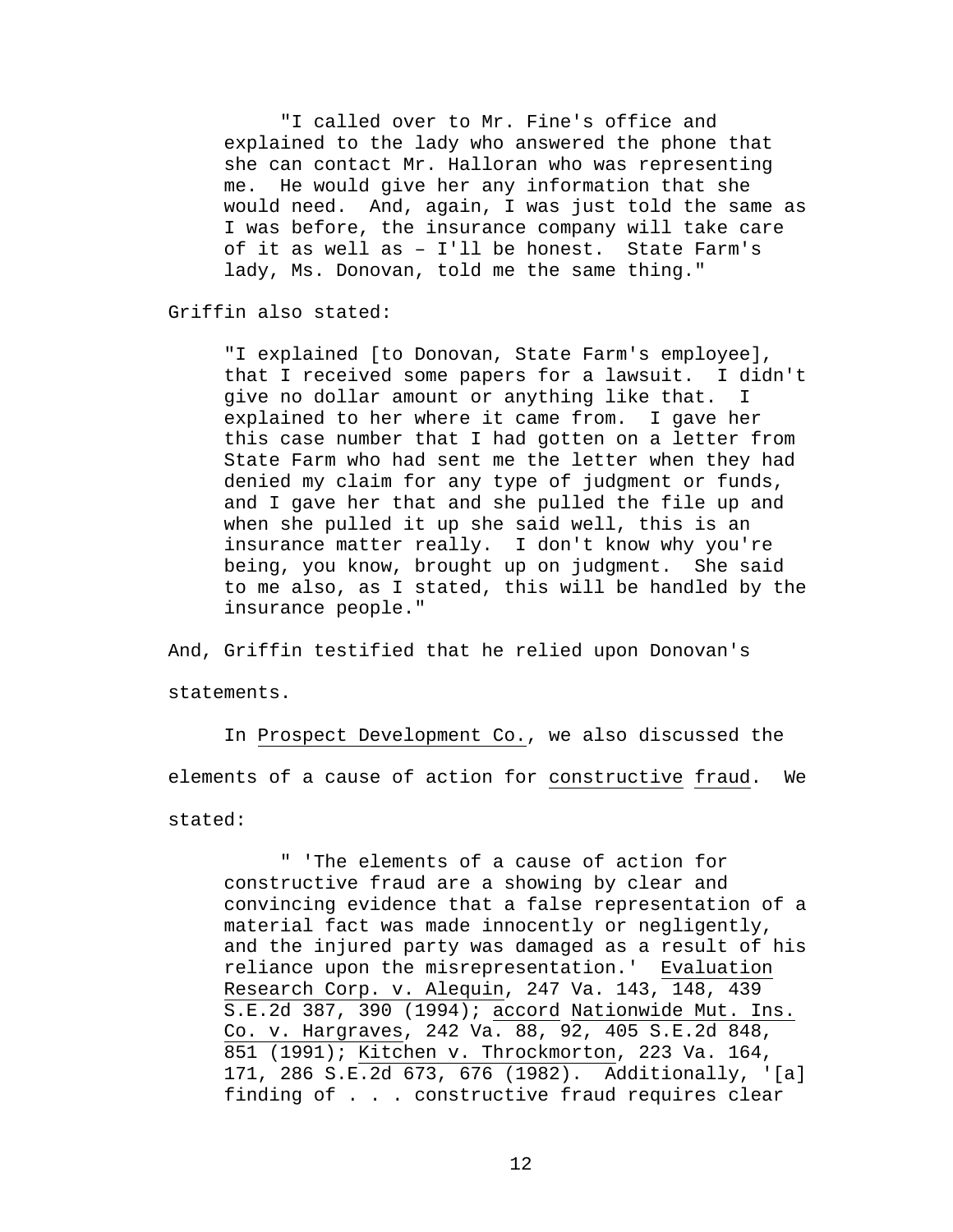> "I called over to Mr. Fine's office and explained to the lady who answered the phone that she can contact Mr. Halloran who was representing me. He would give her any information that she would need. And, again, I was just told the same as I was before, the insurance company will take care of it as well as – I'll be honest. State Farm's lady, Ms. Donovan, told me the same thing."

Griffin also stated:

> "I explained [to Donovan, State Farm's employee], that I received some papers for a lawsuit. I didn't give no dollar amount or anything like that. I explained to her where it came from. I gave her this case number that I had gotten on a letter from State Farm who had sent me the letter when they had denied my claim for any type of judgment or funds, and I gave her that and she pulled the file up and when she pulled it up she said well, this is an insurance matter really. I don't know why you're being, you know, brought up on judgment. She said to me also, as I stated, this will be handled by the insurance people."

And, Griffin testified that he relied upon Donovan's statements.

In Prospect Development Co., we also discussed the elements of a cause of action for constructive fraud. We stated:

> " 'The elements of a cause of action for constructive fraud are a showing by clear and convincing evidence that a false representation of a material fact was made innocently or negligently, and the injured party was damaged as a result of his reliance upon the misrepresentation.' Evaluation Research Corp. v. Alequin, 247 Va. 143, 148, 439 S.E.2d 387, 390 (1994); accord Nationwide Mut. Ins. Co. v. Hargraves, 242 Va. 88, 92, 405 S.E.2d 848, 851 (1991); Kitchen v. Throckmorton, 223 Va. 164, 171, 286 S.E.2d 673, 676 (1982). Additionally, '[a] finding of . . . constructive fraud requires clear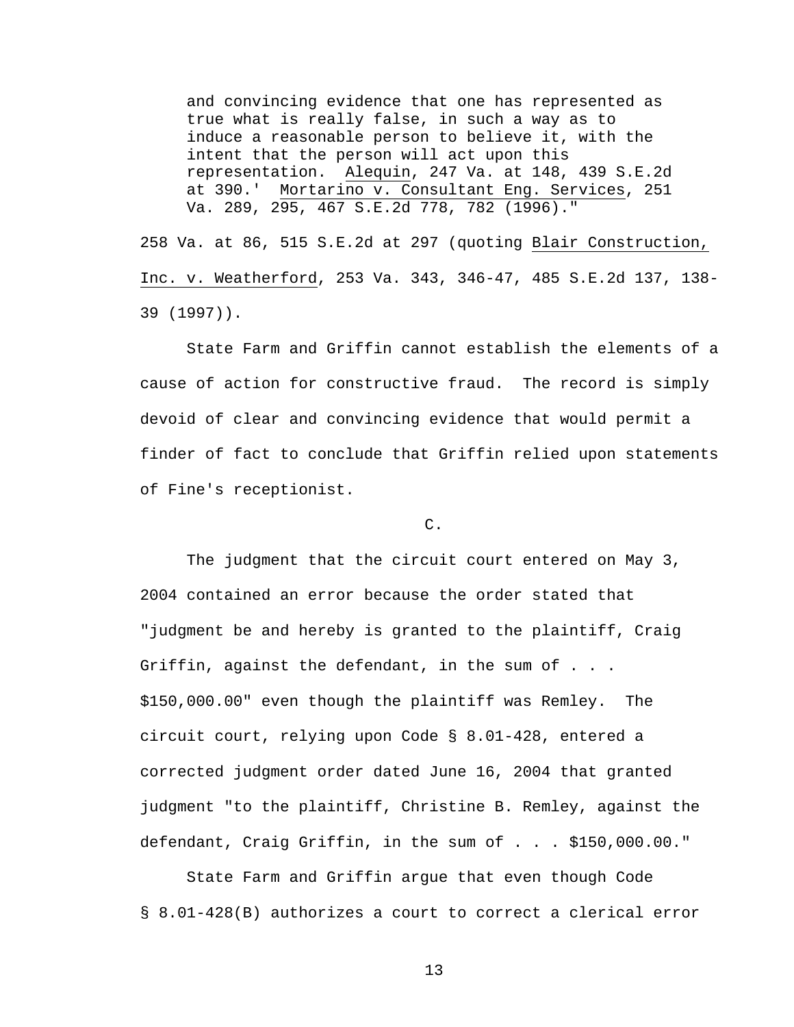> and convincing evidence that one has represented as true what is really false, in such a way as to induce a reasonable person to believe it, with the intent that the person will act upon this representation. Alequin, 247 Va. at 148, 439 S.E.2d at 390.' Mortarino v. Consultant Eng. Services, 251 Va. 289, 295, 467 S.E.2d 778, 782 (1996)."

258 Va. at 86, 515 S.E.2d at 297 (quoting Blair Construction, Inc. v. Weatherford, 253 Va. 343, 346-47, 485 S.E.2d 137, 138-39 (1997)).

State Farm and Griffin cannot establish the elements of a cause of action for constructive fraud. The record is simply devoid of clear and convincing evidence that would permit a finder of fact to conclude that Griffin relied upon statements of Fine's receptionist.

C.

The judgment that the circuit court entered on May 3, 2004 contained an error because the order stated that "judgment be and hereby is granted to the plaintiff, Craig Griffin, against the defendant, in the sum of . . . $150,000.00" even though the plaintiff was Remley. The circuit court, relying upon Code § 8.01-428, entered a corrected judgment order dated June 16, 2004 that granted judgment "to the plaintiff, Christine B. Remley, against the defendant, Craig Griffin, in the sum of . . . $150,000.00."

State Farm and Griffin argue that even though Code § 8.01-428(B) authorizes a court to correct a clerical error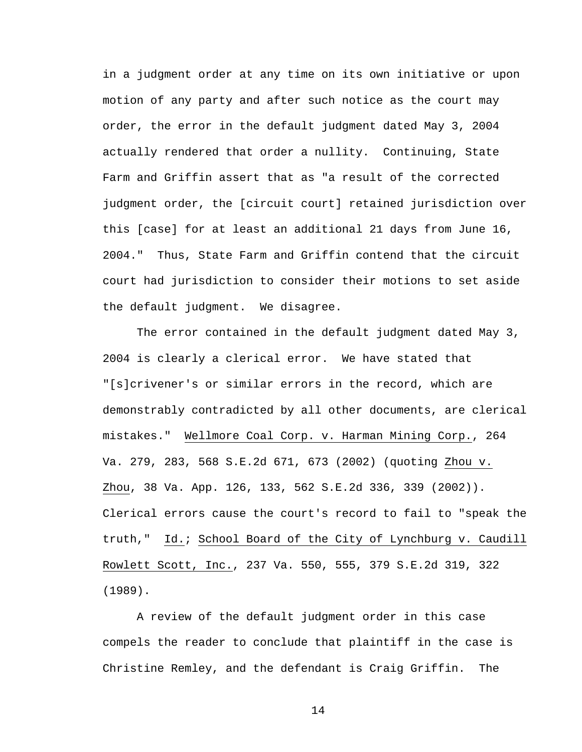in a judgment order at any time on its own initiative or upon motion of any party and after such notice as the court may order, the error in the default judgment dated May 3, 2004 actually rendered that order a nullity. Continuing, State Farm and Griffin assert that as "a result of the corrected judgment order, the [circuit court] retained jurisdiction over this [case] for at least an additional 21 days from June 16, 2004." Thus, State Farm and Griffin contend that the circuit court had jurisdiction to consider their motions to set aside the default judgment. We disagree.

The error contained in the default judgment dated May 3, 2004 is clearly a clerical error. We have stated that "[s]crivener's or similar errors in the record, which are demonstrably contradicted by all other documents, are clerical mistakes." Wellmore Coal Corp. v. Harman Mining Corp., 264 Va. 279, 283, 568 S.E.2d 671, 673 (2002) (quoting Zhou v. Zhou, 38 Va. App. 126, 133, 562 S.E.2d 336, 339 (2002)). Clerical errors cause the court's record to fail to "speak the truth," Id.; School Board of the City of Lynchburg v. Caudill Rowlett Scott, Inc., 237 Va. 550, 555, 379 S.E.2d 319, 322 (1989).

A review of the default judgment order in this case compels the reader to conclude that plaintiff in the case is Christine Remley, and the defendant is Craig Griffin. The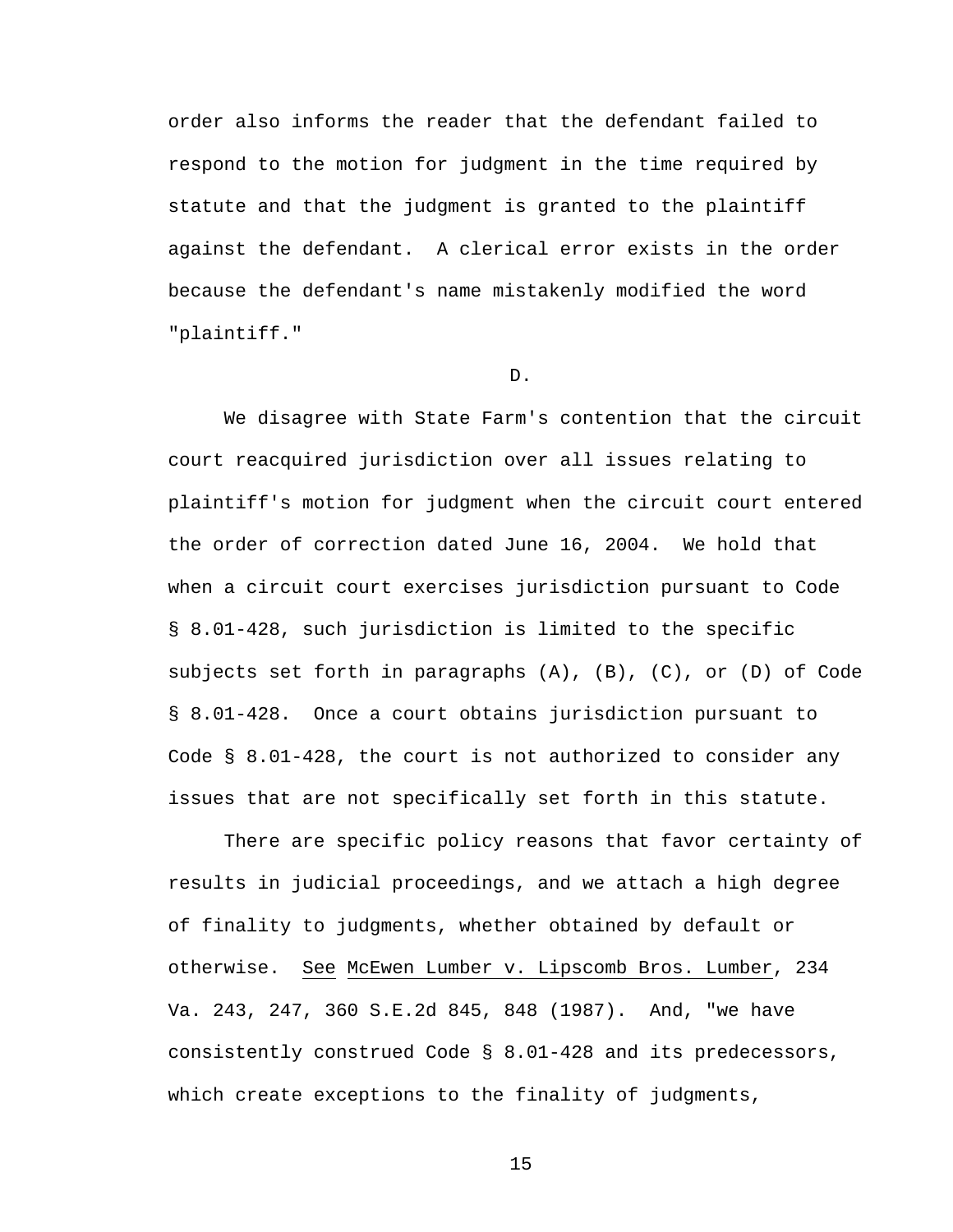order also informs the reader that the defendant failed to respond to the motion for judgment in the time required by statute and that the judgment is granted to the plaintiff against the defendant. A clerical error exists in the order because the defendant's name mistakenly modified the word "plaintiff."

D.

We disagree with State Farm's contention that the circuit court reacquired jurisdiction over all issues relating to plaintiff's motion for judgment when the circuit court entered the order of correction dated June 16, 2004. We hold that when a circuit court exercises jurisdiction pursuant to Code § 8.01-428, such jurisdiction is limited to the specific subjects set forth in paragraphs (A), (B), (C), or (D) of Code § 8.01-428. Once a court obtains jurisdiction pursuant to Code § 8.01-428, the court is not authorized to consider any issues that are not specifically set forth in this statute.

There are specific policy reasons that favor certainty of results in judicial proceedings, and we attach a high degree of finality to judgments, whether obtained by default or otherwise. See McEwen Lumber v. Lipscomb Bros. Lumber, 234 Va. 243, 247, 360 S.E.2d 845, 848 (1987). And, "we have consistently construed Code § 8.01-428 and its predecessors, which create exceptions to the finality of judgments,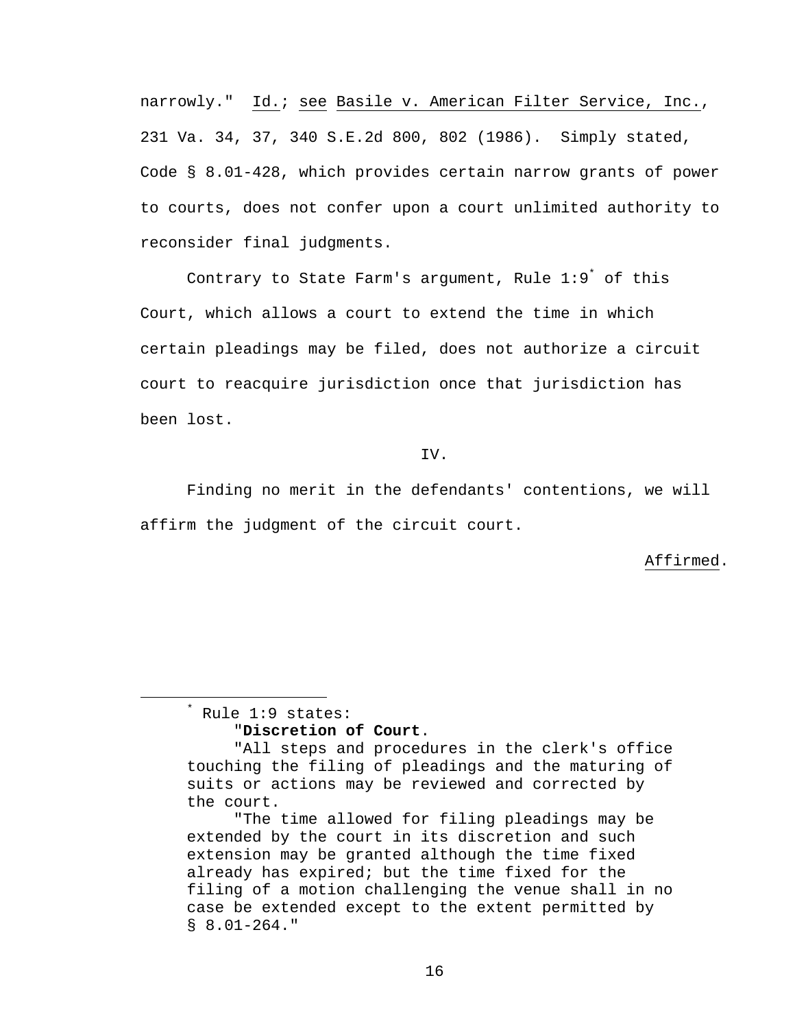narrowly." Id.; see Basile v. American Filter Service, Inc., 231 Va. 34, 37, 340 S.E.2d 800, 802 (1986). Simply stated, Code § 8.01-428, which provides certain narrow grants of power to courts, does not confer upon a court unlimited authority to reconsider final judgments.

Contrary to State Farm's argument, Rule 1:9[*] of this Court, which allows a court to extend the time in which certain pleadings may be filed, does not authorize a circuit court to reacquire jurisdiction once that jurisdiction has been lost.

IV.

Finding no merit in the defendants' contentions, we will affirm the judgment of the circuit court.

Affirmed.

---

[*] Rule 1:9 states:

"**Discretion of Court**.

"All steps and procedures in the clerk's office touching the filing of pleadings and the maturing of suits or actions may be reviewed and corrected by the court.

"The time allowed for filing pleadings may be extended by the court in its discretion and such extension may be granted although the time fixed already has expired; but the time fixed for the filing of a motion challenging the venue shall in no case be extended except to the extent permitted by § 8.01-264."